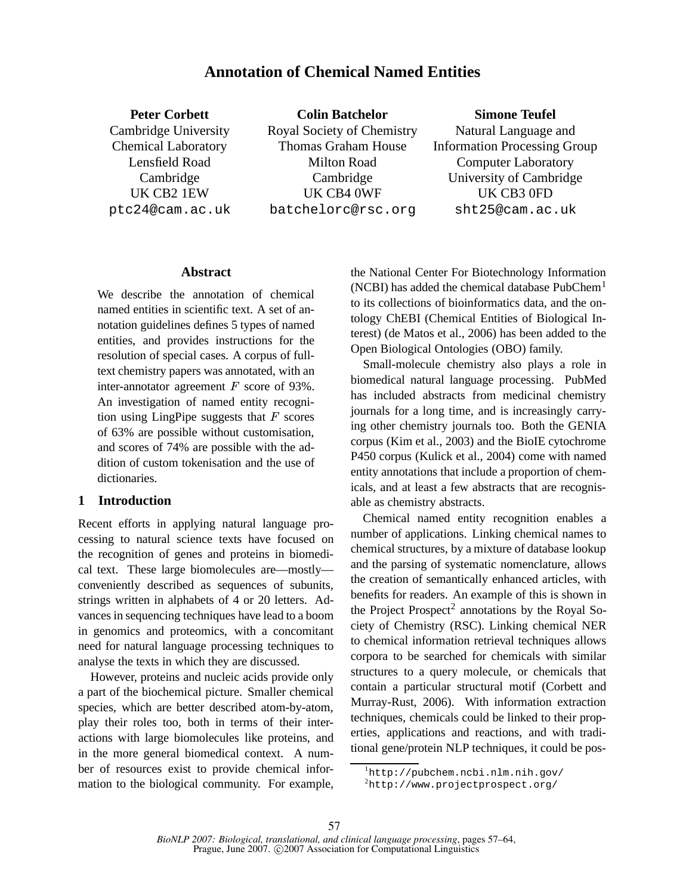# Annotation of Chemical Named Entities

**Peter Corbett**
Cambridge University
Chemical Laboratory
Lensfield Road
Cambridge
UK CB2 1EW
ptc24@cam.ac.uk

**Colin Batchelor**
Royal Society of Chemistry
Thomas Graham House
Milton Road
Cambridge
UK CB4 0WF
batchelorc@rsc.org

**Simone Teufel**
Natural Language and
Information Processing Group
Computer Laboratory
University of Cambridge
UK CB3 0FD
sht25@cam.ac.uk

## Abstract

We describe the annotation of chemical named entities in scientific text. A set of annotation guidelines defines 5 types of named entities, and provides instructions for the resolution of special cases. A corpus of full-text chemistry papers was annotated, with an inter-annotator agreement $F$ score of 93%. An investigation of named entity recognition using LingPipe suggests that $F$ scores of 63% are possible without customisation, and scores of 74% are possible with the addition of custom tokenisation and the use of dictionaries.

## 1 Introduction

Recent efforts in applying natural language processing to natural science texts have focused on the recognition of genes and proteins in biomedical text. These large biomolecules are—mostly—conveniently described as sequences of subunits, strings written in alphabets of 4 or 20 letters. Advances in sequencing techniques have lead to a boom in genomics and proteomics, with a concomitant need for natural language processing techniques to analyse the texts in which they are discussed.

However, proteins and nucleic acids provide only a part of the biochemical picture. Smaller chemical species, which are better described atom-by-atom, play their roles too, both in terms of their interactions with large biomolecules like proteins, and in the more general biomedical context. A number of resources exist to provide chemical information to the biological community. For example, the National Center For Biotechnology Information (NCBI) has added the chemical database PubChem[1] to its collections of bioinformatics data, and the ontology ChEBI (Chemical Entities of Biological Interest) (de Matos et al., 2006) has been added to the Open Biological Ontologies (OBO) family.

Small-molecule chemistry also plays a role in biomedical natural language processing. PubMed has included abstracts from medicinal chemistry journals for a long time, and is increasingly carrying other chemistry journals too. Both the GENIA corpus (Kim et al., 2003) and the BioIE cytochrome P450 corpus (Kulick et al., 2004) come with named entity annotations that include a proportion of chemicals, and at least a few abstracts that are recognisable as chemistry abstracts.

Chemical named entity recognition enables a number of applications. Linking chemical names to chemical structures, by a mixture of database lookup and the parsing of systematic nomenclature, allows the creation of semantically enhanced articles, with benefits for readers. An example of this is shown in the Project Prospect[2] annotations by the Royal Society of Chemistry (RSC). Linking chemical NER to chemical information retrieval techniques allows corpora to be searched for chemicals with similar structures to a query molecule, or chemicals that contain a particular structural motif (Corbett and Murray-Rust, 2006). With information extraction techniques, chemicals could be linked to their properties, applications and reactions, and with traditional gene/protein NLP techniques, it could be pos-

[1] http://pubchem.ncbi.nlm.nih.gov/
[2] http://www.projectprospect.org/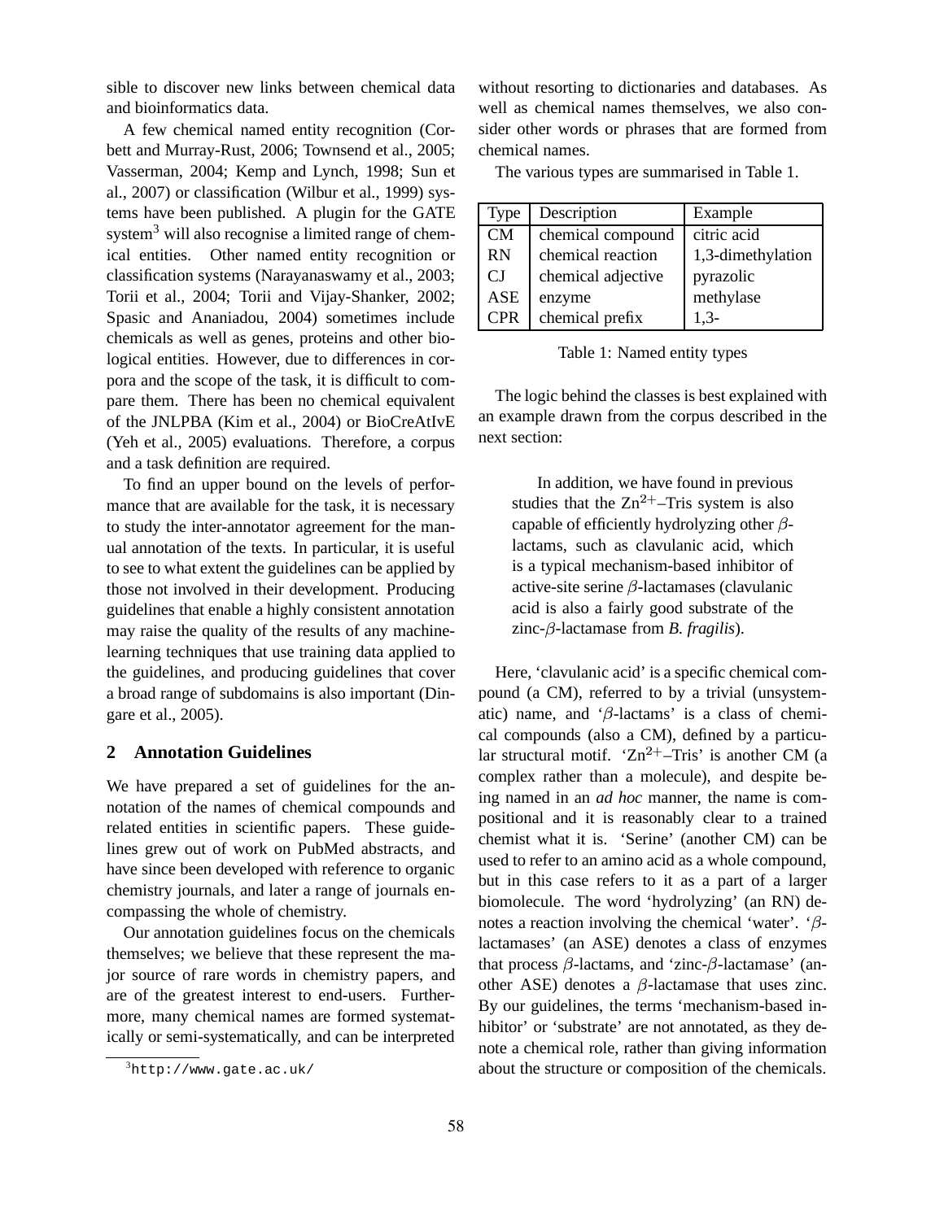sible to discover new links between chemical data and bioinformatics data.

A few chemical named entity recognition (Corbett and Murray-Rust, 2006; Townsend et al., 2005; Vasserman, 2004; Kemp and Lynch, 1998; Sun et al., 2007) or classification (Wilbur et al., 1999) systems have been published. A plugin for the GATE system[3] will also recognise a limited range of chemical entities. Other named entity recognition or classification systems (Narayanaswamy et al., 2003; Torii et al., 2004; Torii and Vijay-Shanker, 2002; Spasic and Ananiadou, 2004) sometimes include chemicals as well as genes, proteins and other biological entities. However, due to differences in corpora and the scope of the task, it is difficult to compare them. There has been no chemical equivalent of the JNLPBA (Kim et al., 2004) or BioCreAtIvE (Yeh et al., 2005) evaluations. Therefore, a corpus and a task definition are required.

To find an upper bound on the levels of performance that are available for the task, it is necessary to study the inter-annotator agreement for the manual annotation of the texts. In particular, it is useful to see to what extent the guidelines can be applied by those not involved in their development. Producing guidelines that enable a highly consistent annotation may raise the quality of the results of any machine-learning techniques that use training data applied to the guidelines, and producing guidelines that cover a broad range of subdomains is also important (Dingare et al., 2005).

## 2 Annotation Guidelines

We have prepared a set of guidelines for the annotation of the names of chemical compounds and related entities in scientific papers. These guidelines grew out of work on PubMed abstracts, and have since been developed with reference to organic chemistry journals, and later a range of journals encompassing the whole of chemistry.

Our annotation guidelines focus on the chemicals themselves; we believe that these represent the major source of rare words in chemistry papers, and are of the greatest interest to end-users. Furthermore, many chemical names are formed systematically or semi-systematically, and can be interpreted without resorting to dictionaries and databases. As well as chemical names themselves, we also consider other words or phrases that are formed from chemical names.

[3] http://www.gate.ac.uk/

The various types are summarised in Table 1.

| Type | Description | Example |
|---|---|---|
| CM | chemical compound | citric acid |
| RN | chemical reaction | 1,3-dimethylation |
| CJ | chemical adjective | pyrazolic |
| ASE | enzyme | methylase |
| CPR | chemical prefix | 1,3- |

Table 1: Named entity types

The logic behind the classes is best explained with an example drawn from the corpus described in the next section:

> In addition, we have found in previous studies that the $Zn^{2+}$–Tris system is also capable of efficiently hydrolyzing other $\beta$-lactams, such as clavulanic acid, which is a typical mechanism-based inhibitor of active-site serine $\beta$-lactamases (clavulanic acid is also a fairly good substrate of the zinc-$\beta$-lactamase from *B. fragilis*).

Here, 'clavulanic acid' is a specific chemical compound (a CM), referred to by a trivial (unsystematic) name, and '$\beta$-lactams' is a class of chemical compounds (also a CM), defined by a particular structural motif. '$Zn^{2+}$–Tris' is another CM (a complex rather than a molecule), and despite being named in an *ad hoc* manner, the name is compositional and it is reasonably clear to a trained chemist what it is. 'Serine' (another CM) can be used to refer to an amino acid as a whole compound, but in this case refers to it as a part of a larger biomolecule. The word 'hydrolyzing' (an RN) denotes a reaction involving the chemical 'water'. '$\beta$-lactamases' (an ASE) denotes a class of enzymes that process $\beta$-lactams, and 'zinc-$\beta$-lactamase' (another ASE) denotes a $\beta$-lactamase that uses zinc. By our guidelines, the terms 'mechanism-based inhibitor' or 'substrate' are not annotated, as they denote a chemical role, rather than giving information about the structure or composition of the chemicals.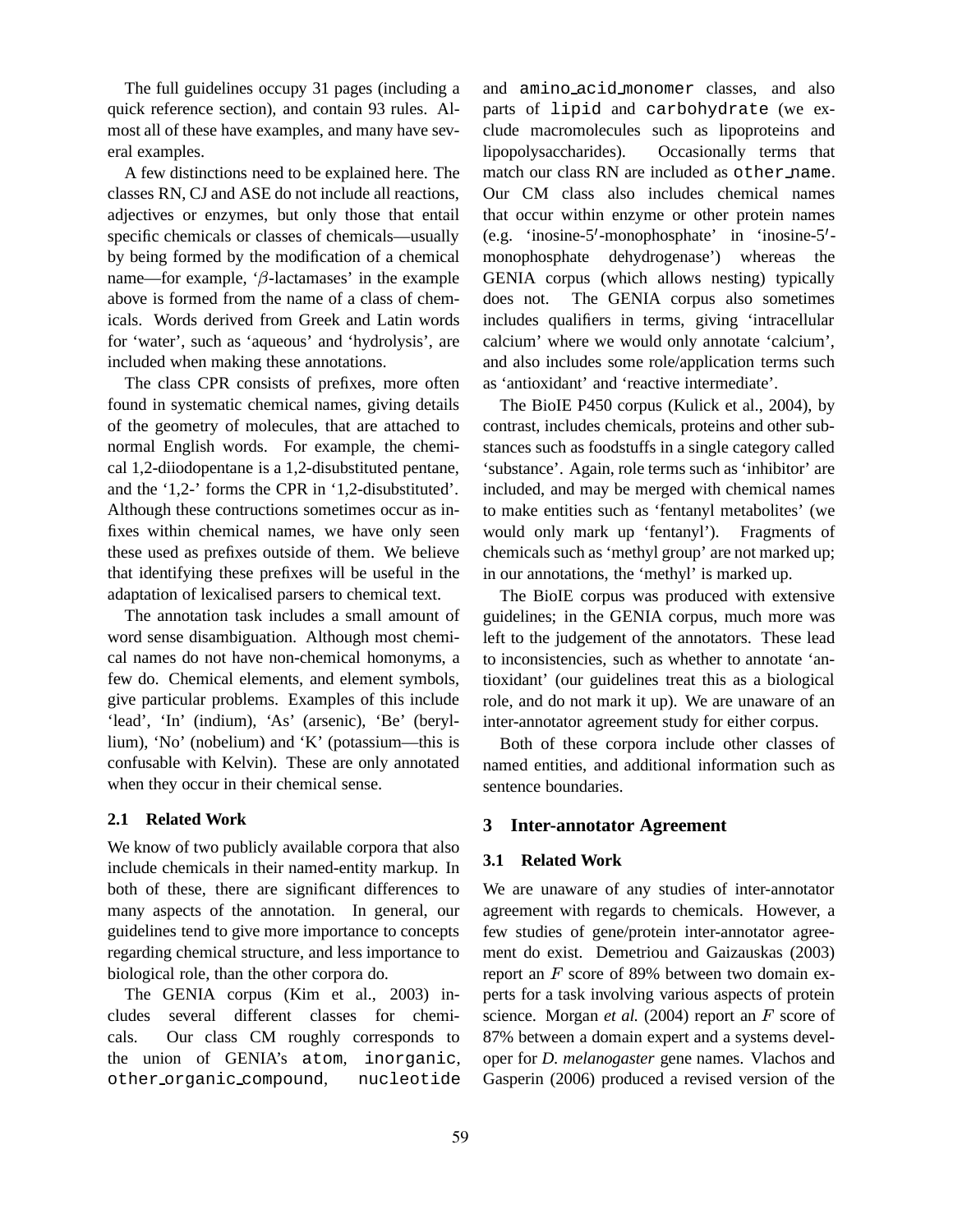The full guidelines occupy 31 pages (including a quick reference section), and contain 93 rules. Almost all of these have examples, and many have several examples.

A few distinctions need to be explained here. The classes RN, CJ and ASE do not include all reactions, adjectives or enzymes, but only those that entail specific chemicals or classes of chemicals—usually by being formed by the modification of a chemical name—for example, '$\beta$-lactamases' in the example above is formed from the name of a class of chemicals. Words derived from Greek and Latin words for 'water', such as 'aqueous' and 'hydrolysis', are included when making these annotations.

The class CPR consists of prefixes, more often found in systematic chemical names, giving details of the geometry of molecules, that are attached to normal English words. For example, the chemical 1,2-diiodopentane is a 1,2-disubstituted pentane, and the '1,2-' forms the CPR in '1,2-disubstituted'. Although these contructions sometimes occur as infixes within chemical names, we have only seen these used as prefixes outside of them. We believe that identifying these prefixes will be useful in the adaptation of lexicalised parsers to chemical text.

The annotation task includes a small amount of word sense disambiguation. Although most chemical names do not have non-chemical homonyms, a few do. Chemical elements, and element symbols, give particular problems. Examples of this include 'lead', 'In' (indium), 'As' (arsenic), 'Be' (beryllium), 'No' (nobelium) and 'K' (potassium—this is confusable with Kelvin). These are only annotated when they occur in their chemical sense.

### 2.1 Related Work

We know of two publicly available corpora that also include chemicals in their named-entity markup. In both of these, there are significant differences to many aspects of the annotation. In general, our guidelines tend to give more importance to concepts regarding chemical structure, and less importance to biological role, than the other corpora do.

The GENIA corpus (Kim et al., 2003) includes several different classes for chemicals. Our class CM roughly corresponds to the union of GENIA's `atom`, `inorganic`, `other_organic_compound`, `nucleotide` and `amino_acid_monomer` classes, and also parts of `lipid` and `carbohydrate` (we exclude macromolecules such as lipoproteins and lipopolysaccharides). Occasionally terms that match our class RN are included as `other_name`. Our CM class also includes chemical names that occur within enzyme or other protein names (e.g. 'inosine-5′-monophosphate' in 'inosine-5′-monophosphate dehydrogenase') whereas the GENIA corpus (which allows nesting) typically does not. The GENIA corpus also sometimes includes qualifiers in terms, giving 'intracellular calcium' where we would only annotate 'calcium', and also includes some role/application terms such as 'antioxidant' and 'reactive intermediate'.

The BioIE P450 corpus (Kulick et al., 2004), by contrast, includes chemicals, proteins and other substances such as foodstuffs in a single category called 'substance'. Again, role terms such as 'inhibitor' are included, and may be merged with chemical names to make entities such as 'fentanyl metabolites' (we would only mark up 'fentanyl'). Fragments of chemicals such as 'methyl group' are not marked up; in our annotations, the 'methyl' is marked up.

The BioIE corpus was produced with extensive guidelines; in the GENIA corpus, much more was left to the judgement of the annotators. These lead to inconsistencies, such as whether to annotate 'antioxidant' (our guidelines treat this as a biological role, and do not mark it up). We are unaware of an inter-annotator agreement study for either corpus.

Both of these corpora include other classes of named entities, and additional information such as sentence boundaries.

## 3 Inter-annotator Agreement

### 3.1 Related Work

We are unaware of any studies of inter-annotator agreement with regards to chemicals. However, a few studies of gene/protein inter-annotator agreement do exist. Demetriou and Gaizauskas (2003) report an $F$ score of 89% between two domain experts for a task involving various aspects of protein science. Morgan *et al.* (2004) report an $F$ score of 87% between a domain expert and a systems developer for *D. melanogaster* gene names. Vlachos and Gasperin (2006) produced a revised version of the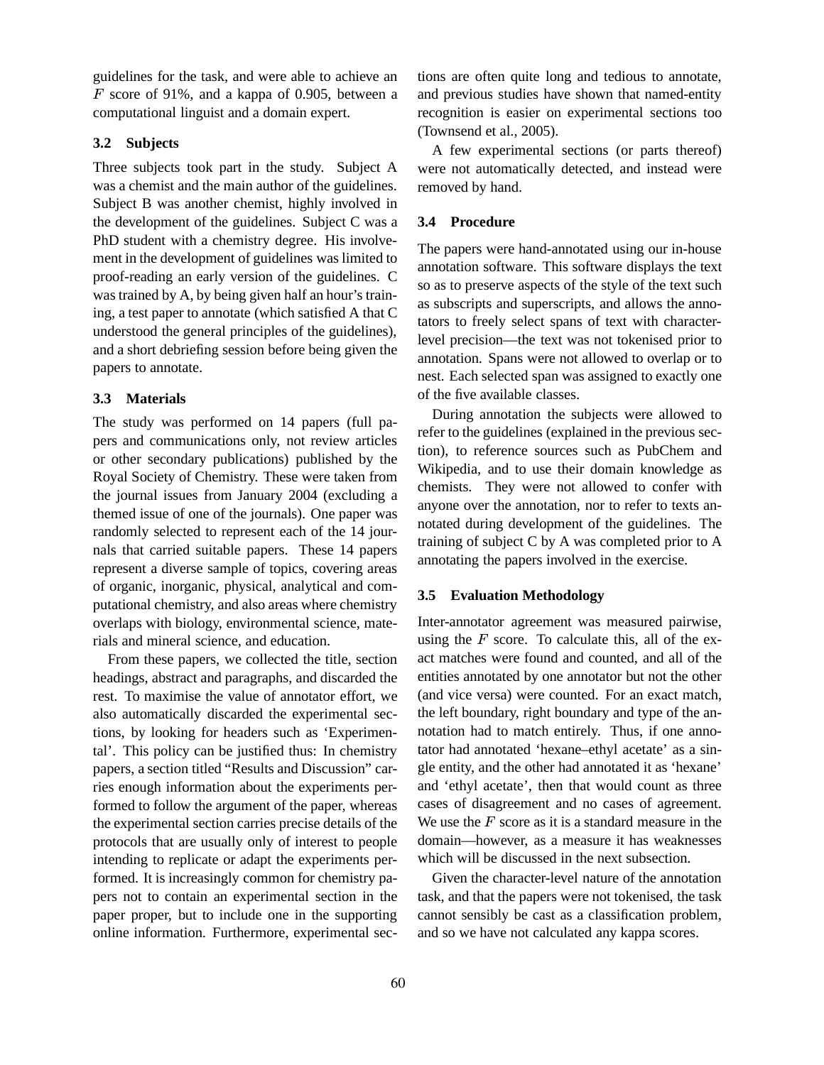guidelines for the task, and were able to achieve an $F$ score of 91%, and a kappa of 0.905, between a computational linguist and a domain expert.

### 3.2 Subjects

Three subjects took part in the study. Subject A was a chemist and the main author of the guidelines. Subject B was another chemist, highly involved in the development of the guidelines. Subject C was a PhD student with a chemistry degree. His involvement in the development of guidelines was limited to proof-reading an early version of the guidelines. C was trained by A, by being given half an hour's training, a test paper to annotate (which satisfied A that C understood the general principles of the guidelines), and a short debriefing session before being given the papers to annotate.

### 3.3 Materials

The study was performed on 14 papers (full papers and communications only, not review articles or other secondary publications) published by the Royal Society of Chemistry. These were taken from the journal issues from January 2004 (excluding a themed issue of one of the journals). One paper was randomly selected to represent each of the 14 journals that carried suitable papers. These 14 papers represent a diverse sample of topics, covering areas of organic, inorganic, physical, analytical and computational chemistry, and also areas where chemistry overlaps with biology, environmental science, materials and mineral science, and education.

From these papers, we collected the title, section headings, abstract and paragraphs, and discarded the rest. To maximise the value of annotator effort, we also automatically discarded the experimental sections, by looking for headers such as 'Experimental'. This policy can be justified thus: In chemistry papers, a section titled "Results and Discussion" carries enough information about the experiments performed to follow the argument of the paper, whereas the experimental section carries precise details of the protocols that are usually only of interest to people intending to replicate or adapt the experiments performed. It is increasingly common for chemistry papers not to contain an experimental section in the paper proper, but to include one in the supporting online information. Furthermore, experimental sections are often quite long and tedious to annotate, and previous studies have shown that named-entity recognition is easier on experimental sections too (Townsend et al., 2005).

A few experimental sections (or parts thereof) were not automatically detected, and instead were removed by hand.

### 3.4 Procedure

The papers were hand-annotated using our in-house annotation software. This software displays the text so as to preserve aspects of the style of the text such as subscripts and superscripts, and allows the annotators to freely select spans of text with character-level precision—the text was not tokenised prior to annotation. Spans were not allowed to overlap or to nest. Each selected span was assigned to exactly one of the five available classes.

During annotation the subjects were allowed to refer to the guidelines (explained in the previous section), to reference sources such as PubChem and Wikipedia, and to use their domain knowledge as chemists. They were not allowed to confer with anyone over the annotation, nor to refer to texts annotated during development of the guidelines. The training of subject C by A was completed prior to A annotating the papers involved in the exercise.

### 3.5 Evaluation Methodology

Inter-annotator agreement was measured pairwise, using the $F$ score. To calculate this, all of the exact matches were found and counted, and all of the entities annotated by one annotator but not the other (and vice versa) were counted. For an exact match, the left boundary, right boundary and type of the annotation had to match entirely. Thus, if one annotator had annotated 'hexane–ethyl acetate' as a single entity, and the other had annotated it as 'hexane' and 'ethyl acetate', then that would count as three cases of disagreement and no cases of agreement. We use the $F$ score as it is a standard measure in the domain—however, as a measure it has weaknesses which will be discussed in the next subsection.

Given the character-level nature of the annotation task, and that the papers were not tokenised, the task cannot sensibly be cast as a classification problem, and so we have not calculated any kappa scores.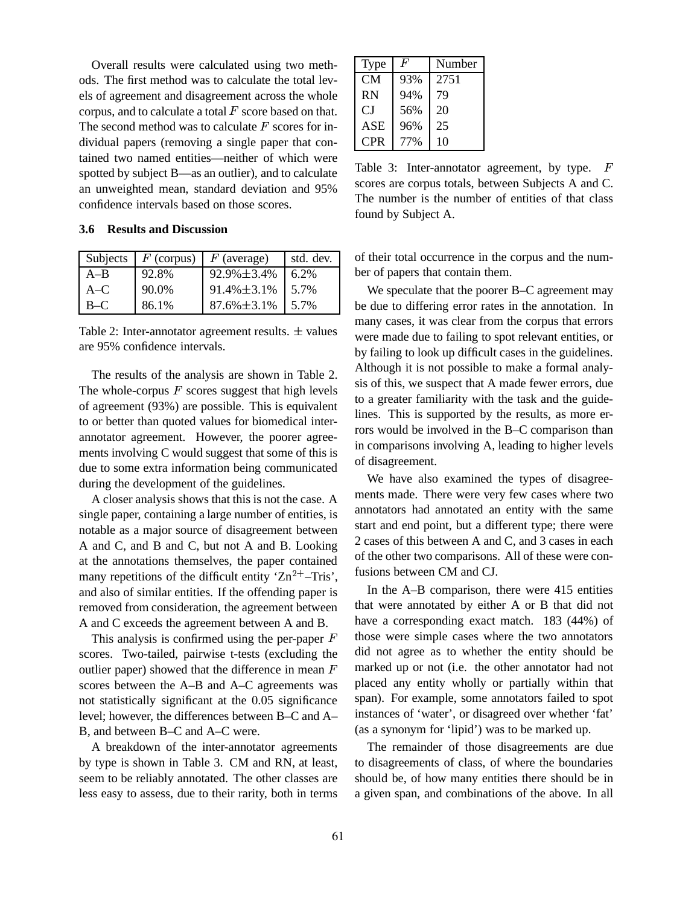Overall results were calculated using two methods. The first method was to calculate the total levels of agreement and disagreement across the whole corpus, and to calculate a total $F$ score based on that. The second method was to calculate $F$ scores for individual papers (removing a single paper that contained two named entities—neither of which were spotted by subject B—as an outlier), and to calculate an unweighted mean, standard deviation and 95% confidence intervals based on those scores.

### 3.6 Results and Discussion

| Subjects | $F$ (corpus) | $F$ (average) | std. dev. |
|---|---|---|---|
| A–B | 92.8% | 92.9%±3.4% | 6.2% |
| A–C | 90.0% | 91.4%±3.1% | 5.7% |
| B–C | 86.1% | 87.6%±3.1% | 5.7% |

Table 2: Inter-annotator agreement results. ± values are 95% confidence intervals.

The results of the analysis are shown in Table 2. The whole-corpus $F$ scores suggest that high levels of agreement (93%) are possible. This is equivalent to or better than quoted values for biomedical inter-annotator agreement. However, the poorer agreements involving C would suggest that some of this is due to some extra information being communicated during the development of the guidelines.

A closer analysis shows that this is not the case. A single paper, containing a large number of entities, is notable as a major source of disagreement between A and C, and B and C, but not A and B. Looking at the annotations themselves, the paper contained many repetitions of the difficult entity '$Zn^{2+}$–Tris', and also of similar entities. If the offending paper is removed from consideration, the agreement between A and C exceeds the agreement between A and B.

This analysis is confirmed using the per-paper $F$ scores. Two-tailed, pairwise t-tests (excluding the outlier paper) showed that the difference in mean $F$ scores between the A–B and A–C agreements was not statistically significant at the 0.05 significance level; however, the differences between B–C and A–B, and between B–C and A–C were.

A breakdown of the inter-annotator agreements by type is shown in Table 3. CM and RN, at least, seem to be reliably annotated. The other classes are less easy to assess, due to their rarity, both in terms of their total occurrence in the corpus and the number of papers that contain them.

| Type | $F$ | Number |
|---|---|---|
| CM | 93% | 2751 |
| RN | 94% | 79 |
| CJ | 56% | 20 |
| ASE | 96% | 25 |
| CPR | 77% | 10 |

Table 3: Inter-annotator agreement, by type. $F$ scores are corpus totals, between Subjects A and C. The number is the number of entities of that class found by Subject A.

We speculate that the poorer B–C agreement may be due to differing error rates in the annotation. In many cases, it was clear from the corpus that errors were made due to failing to spot relevant entities, or by failing to look up difficult cases in the guidelines. Although it is not possible to make a formal analysis of this, we suspect that A made fewer errors, due to a greater familiarity with the task and the guidelines. This is supported by the results, as more errors would be involved in the B–C comparison than in comparisons involving A, leading to higher levels of disagreement.

We have also examined the types of disagreements made. There were very few cases where two annotators had annotated an entity with the same start and end point, but a different type; there were 2 cases of this between A and C, and 3 cases in each of the other two comparisons. All of these were confusions between CM and CJ.

In the A–B comparison, there were 415 entities that were annotated by either A or B that did not have a corresponding exact match. 183 (44%) of those were simple cases where the two annotators did not agree as to whether the entity should be marked up or not (i.e. the other annotator had not placed any entity wholly or partially within that span). For example, some annotators failed to spot instances of 'water', or disagreed over whether 'fat' (as a synonym for 'lipid') was to be marked up.

The remainder of those disagreements are due to disagreements of class, of where the boundaries should be, of how many entities there should be in a given span, and combinations of the above. In all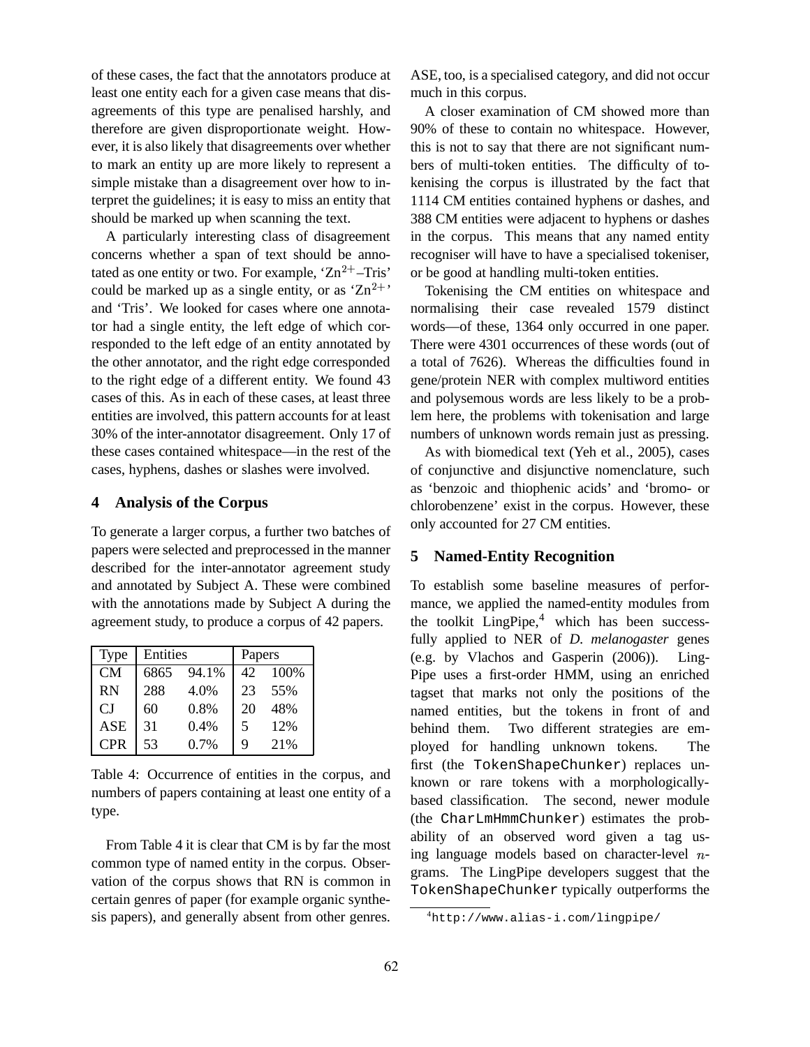of these cases, the fact that the annotators produce at least one entity each for a given case means that disagreements of this type are penalised harshly, and therefore are given disproportionate weight. However, it is also likely that disagreements over whether to mark an entity up are more likely to represent a simple mistake than a disagreement over how to interpret the guidelines; it is easy to miss an entity that should be marked up when scanning the text.

A particularly interesting class of disagreement concerns whether a span of text should be annotated as one entity or two. For example, '$Zn^{2+}$–Tris' could be marked up as a single entity, or as '$Zn^{2+}$' and 'Tris'. We looked for cases where one annotator had a single entity, the left edge of which corresponded to the left edge of an entity annotated by the other annotator, and the right edge corresponded to the right edge of a different entity. We found 43 cases of this. As in each of these cases, at least three entities are involved, this pattern accounts for at least 30% of the inter-annotator disagreement. Only 17 of these cases contained whitespace—in the rest of the cases, hyphens, dashes or slashes were involved.

## 4 Analysis of the Corpus

To generate a larger corpus, a further two batches of papers were selected and preprocessed in the manner described for the inter-annotator agreement study and annotated by Subject A. These were combined with the annotations made by Subject A during the agreement study, to produce a corpus of 42 papers.

| Type | Entities | | Papers | |
|---|---|---|---|---|
| CM | 6865 | 94.1% | 42 | 100% |
| RN | 288 | 4.0% | 23 | 55% |
| CJ | 60 | 0.8% | 20 | 48% |
| ASE | 31 | 0.4% | 5 | 12% |
| CPR | 53 | 0.7% | 9 | 21% |

Table 4: Occurrence of entities in the corpus, and numbers of papers containing at least one entity of a type.

From Table 4 it is clear that CM is by far the most common type of named entity in the corpus. Observation of the corpus shows that RN is common in certain genres of paper (for example organic synthesis papers), and generally absent from other genres. ASE, too, is a specialised category, and did not occur much in this corpus.

A closer examination of CM showed more than 90% of these to contain no whitespace. However, this is not to say that there are not significant numbers of multi-token entities. The difficulty of tokenising the corpus is illustrated by the fact that 1114 CM entities contained hyphens or dashes, and 388 CM entities were adjacent to hyphens or dashes in the corpus. This means that any named entity recogniser will have to have a specialised tokeniser, or be good at handling multi-token entities.

Tokenising the CM entities on whitespace and normalising their case revealed 1579 distinct words—of these, 1364 only occurred in one paper. There were 4301 occurrences of these words (out of a total of 7626). Whereas the difficulties found in gene/protein NER with complex multiword entities and polysemous words are less likely to be a problem here, the problems with tokenisation and large numbers of unknown words remain just as pressing.

As with biomedical text (Yeh et al., 2005), cases of conjunctive and disjunctive nomenclature, such as 'benzoic and thiophenic acids' and 'bromo- or chlorobenzene' exist in the corpus. However, these only accounted for 27 CM entities.

## 5 Named-Entity Recognition

To establish some baseline measures of performance, we applied the named-entity modules from the toolkit LingPipe,[4] which has been successfully applied to NER of *D. melanogaster* genes (e.g. by Vlachos and Gasperin (2006)). LingPipe uses a first-order HMM, using an enriched tagset that marks not only the positions of the named entities, but the tokens in front of and behind them. Two different strategies are employed for handling unknown tokens. The first (the `TokenShapeChunker`) replaces unknown or rare tokens with a morphologically-based classification. The second, newer module (the `CharLmHmmChunker`) estimates the probability of an observed word given a tag using language models based on character-level $n$-grams. The LingPipe developers suggest that the `TokenShapeChunker` typically outperforms the

[4] http://www.alias-i.com/lingpipe/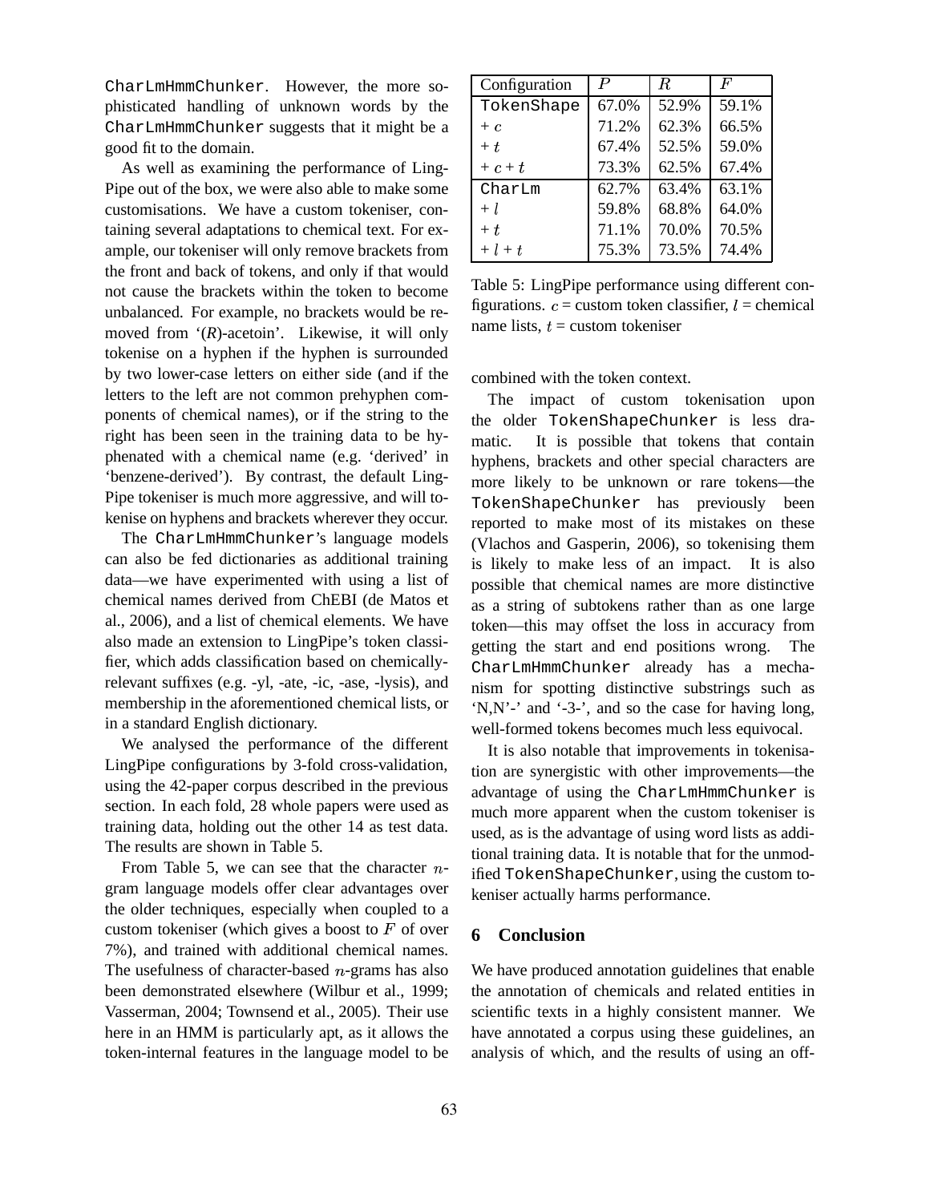CharLmHmmChunker. However, the more sophisticated handling of unknown words by the CharLmHmmChunker suggests that it might be a good fit to the domain.

As well as examining the performance of LingPipe out of the box, we were also able to make some customisations. We have a custom tokeniser, containing several adaptations to chemical text. For example, our tokeniser will only remove brackets from the front and back of tokens, and only if that would not cause the brackets within the token to become unbalanced. For example, no brackets would be removed from '(*R*)-acetoin'. Likewise, it will only tokenise on a hyphen if the hyphen is surrounded by two lower-case letters on either side (and if the letters to the left are not common prehyphen components of chemical names), or if the string to the right has been seen in the training data to be hyphenated with a chemical name (e.g. 'derived' in 'benzene-derived'). By contrast, the default LingPipe tokeniser is much more aggressive, and will tokenise on hyphens and brackets wherever they occur.

The CharLmHmmChunker's language models can also be fed dictionaries as additional training data—we have experimented with using a list of chemical names derived from ChEBI (de Matos et al., 2006), and a list of chemical elements. We have also made an extension to LingPipe's token classifier, which adds classification based on chemically-relevant suffixes (e.g. -yl, -ate, -ic, -ase, -lysis), and membership in the aforementioned chemical lists, or in a standard English dictionary.

We analysed the performance of the different LingPipe configurations by 3-fold cross-validation, using the 42-paper corpus described in the previous section. In each fold, 28 whole papers were used as training data, holding out the other 14 as test data. The results are shown in Table 5.

| Configuration | $P$ | $R$ | $F$ |
|---|---|---|---|
| TokenShape | 67.0% | 52.9% | 59.1% |
| $+ c$ | 71.2% | 62.3% | 66.5% |
| $+ t$ | 67.4% | 52.5% | 59.0% |
| $+ c + t$ | 73.3% | 62.5% | 67.4% |
| CharLm | 62.7% | 63.4% | 63.1% |
| $+ l$ | 59.8% | 68.8% | 64.0% |
| $+ t$ | 71.1% | 70.0% | 70.5% |
| $+ l + t$ | 75.3% | 73.5% | 74.4% |

Table 5: LingPipe performance using different configurations. $c$ = custom token classifier, $l$ = chemical name lists, $t$ = custom tokeniser

From Table 5, we can see that the character $n$-gram language models offer clear advantages over the older techniques, especially when coupled to a custom tokeniser (which gives a boost to $F$ of over 7%), and trained with additional chemical names. The usefulness of character-based $n$-grams has also been demonstrated elsewhere (Wilbur et al., 1999; Vasserman, 2004; Townsend et al., 2005). Their use here in an HMM is particularly apt, as it allows the token-internal features in the language model to be combined with the token context.

The impact of custom tokenisation upon the older TokenShapeChunker is less dramatic. It is possible that tokens that contain hyphens, brackets and other special characters are more likely to be unknown or rare tokens—the TokenShapeChunker has previously been reported to make most of its mistakes on these (Vlachos and Gasperin, 2006), so tokenising them is likely to make less of an impact. It is also possible that chemical names are more distinctive as a string of subtokens rather than as one large token—this may offset the loss in accuracy from getting the start and end positions wrong. The CharLmHmmChunker already has a mechanism for spotting distinctive substrings such as 'N,N'-' and '-3-', and so the case for having long, well-formed tokens becomes much less equivocal.

It is also notable that improvements in tokenisation are synergistic with other improvements—the advantage of using the CharLmHmmChunker is much more apparent when the custom tokeniser is used, as is the advantage of using word lists as additional training data. It is notable that for the unmodified TokenShapeChunker, using the custom tokeniser actually harms performance.

## 6 Conclusion

We have produced annotation guidelines that enable the annotation of chemicals and related entities in scientific texts in a highly consistent manner. We have annotated a corpus using these guidelines, an analysis of which, and the results of using an off-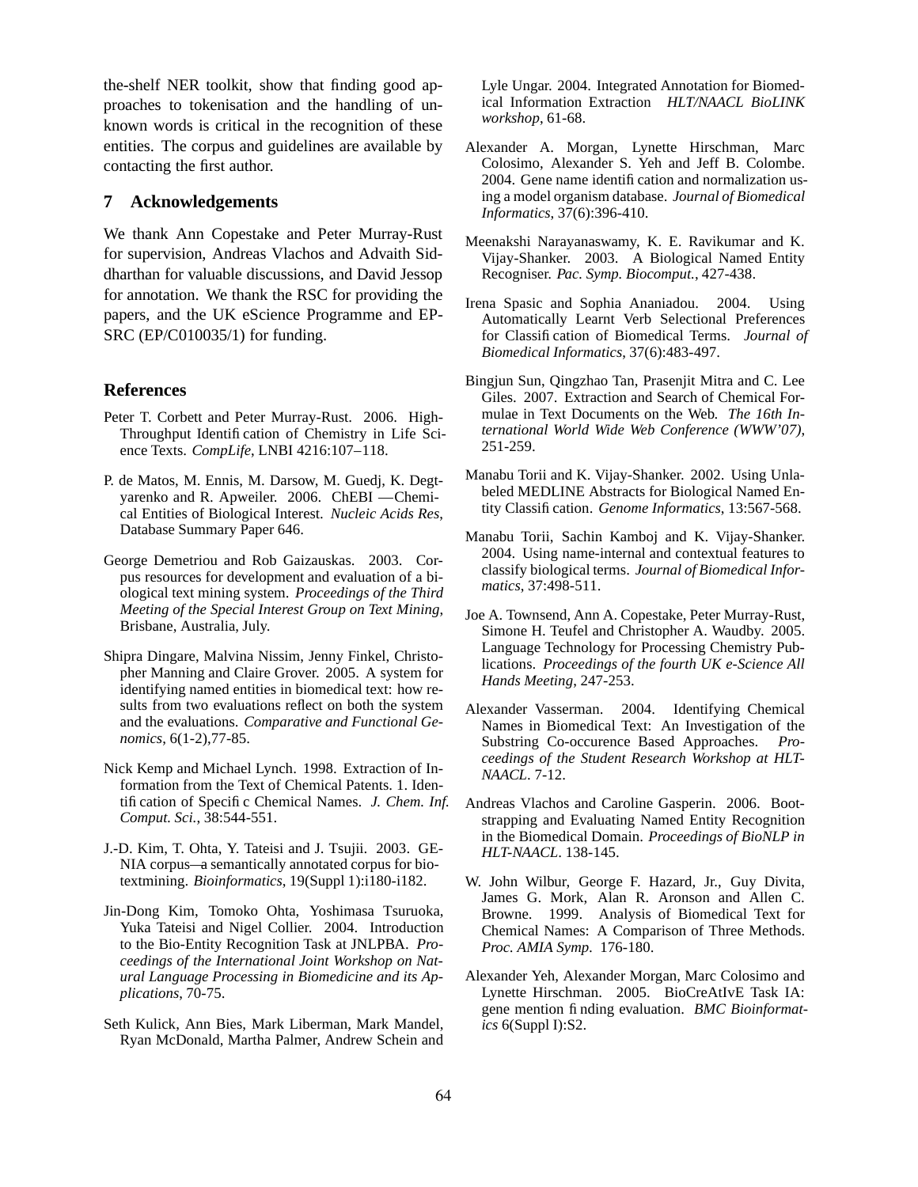the-shelf NER toolkit, show that finding good approaches to tokenisation and the handling of unknown words is critical in the recognition of these entities. The corpus and guidelines are available by contacting the first author.

## 7 Acknowledgements

We thank Ann Copestake and Peter Murray-Rust for supervision, Andreas Vlachos and Advaith Siddharthan for valuable discussions, and David Jessop for annotation. We thank the RSC for providing the papers, and the UK eScience Programme and EPSRC (EP/C010035/1) for funding.

## References

Peter T. Corbett and Peter Murray-Rust. 2006. High-Throughput Identification of Chemistry in Life Science Texts. *CompLife*, LNBI 4216:107–118.

P. de Matos, M. Ennis, M. Darsow, M. Guedj, K. Degtyarenko and R. Apweiler. 2006. ChEBI —Chemical Entities of Biological Interest. *Nucleic Acids Res*, Database Summary Paper 646.

George Demetriou and Rob Gaizauskas. 2003. Corpus resources for development and evaluation of a biological text mining system. *Proceedings of the Third Meeting of the Special Interest Group on Text Mining*, Brisbane, Australia, July.

Shipra Dingare, Malvina Nissim, Jenny Finkel, Christopher Manning and Claire Grover. 2005. A system for identifying named entities in biomedical text: how results from two evaluations reflect on both the system and the evaluations. *Comparative and Functional Genomics*, 6(1-2),77-85.

Nick Kemp and Michael Lynch. 1998. Extraction of Information from the Text of Chemical Patents. 1. Identification of Specific Chemical Names. *J. Chem. Inf. Comput. Sci.*, 38:544-551.

J.-D. Kim, T. Ohta, Y. Tateisi and J. Tsujii. 2003. GENIA corpus—a semantically annotated corpus for biotextmining. *Bioinformatics*, 19(Suppl 1):i180-i182.

Jin-Dong Kim, Tomoko Ohta, Yoshimasa Tsuruoka, Yuka Tateisi and Nigel Collier. 2004. Introduction to the Bio-Entity Recognition Task at JNLPBA. *Proceedings of the International Joint Workshop on Natural Language Processing in Biomedicine and its Applications*, 70-75.

Seth Kulick, Ann Bies, Mark Liberman, Mark Mandel, Ryan McDonald, Martha Palmer, Andrew Schein and Lyle Ungar. 2004. Integrated Annotation for Biomedical Information Extraction *HLT/NAACL BioLINK workshop*, 61-68.

Alexander A. Morgan, Lynette Hirschman, Marc Colosimo, Alexander S. Yeh and Jeff B. Colombe. 2004. Gene name identification and normalization using a model organism database. *Journal of Biomedical Informatics*, 37(6):396-410.

Meenakshi Narayanaswamy, K. E. Ravikumar and K. Vijay-Shanker. 2003. A Biological Named Entity Recogniser. *Pac. Symp. Biocomput.*, 427-438.

Irena Spasic and Sophia Ananiadou. 2004. Using Automatically Learnt Verb Selectional Preferences for Classification of Biomedical Terms. *Journal of Biomedical Informatics*, 37(6):483-497.

Bingjun Sun, Qingzhao Tan, Prasenjit Mitra and C. Lee Giles. 2007. Extraction and Search of Chemical Formulae in Text Documents on the Web. *The 16th International World Wide Web Conference (WWW'07)*, 251-259.

Manabu Torii and K. Vijay-Shanker. 2002. Using Unlabeled MEDLINE Abstracts for Biological Named Entity Classification. *Genome Informatics*, 13:567-568.

Manabu Torii, Sachin Kamboj and K. Vijay-Shanker. 2004. Using name-internal and contextual features to classify biological terms. *Journal of Biomedical Informatics*, 37:498-511.

Joe A. Townsend, Ann A. Copestake, Peter Murray-Rust, Simone H. Teufel and Christopher A. Waudby. 2005. Language Technology for Processing Chemistry Publications. *Proceedings of the fourth UK e-Science All Hands Meeting*, 247-253.

Alexander Vasserman. 2004. Identifying Chemical Names in Biomedical Text: An Investigation of the Substring Co-occurence Based Approaches. *Proceedings of the Student Research Workshop at HLT-NAACL*. 7-12.

Andreas Vlachos and Caroline Gasperin. 2006. Bootstrapping and Evaluating Named Entity Recognition in the Biomedical Domain. *Proceedings of BioNLP in HLT-NAACL*. 138-145.

W. John Wilbur, George F. Hazard, Jr., Guy Divita, James G. Mork, Alan R. Aronson and Allen C. Browne. 1999. Analysis of Biomedical Text for Chemical Names: A Comparison of Three Methods. *Proc. AMIA Symp.* 176-180.

Alexander Yeh, Alexander Morgan, Marc Colosimo and Lynette Hirschman. 2005. BioCreAtIvE Task IA: gene mention finding evaluation. *BMC Bioinformatics* 6(Suppl I):S2.